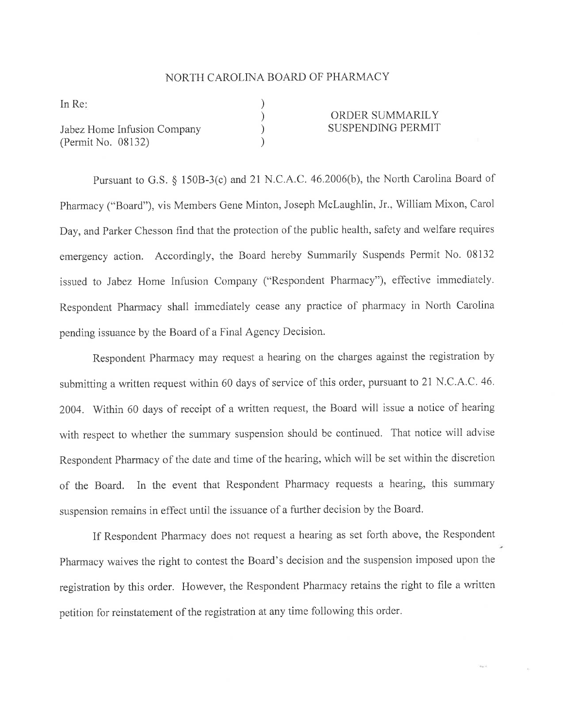# NORTH CAROLINA BOARD OF PHARMACY

| In Re: | ) | |
|---|---|---|
| | ) | ORDER SUMMARILY |
| Jabez Home Infusion Company | ) | SUSPENDING PERMIT |
| (Permit No. 08132) | ) | |

Pursuant to G.S. § 150B-3(c) and 21 N.C.A.C. 46.2006(b), the North Carolina Board of Pharmacy ("Board"), vis Members Gene Minton, Joseph McLaughlin, Jr., William Mixon, Carol Day, and Parker Chesson find that the protection of the public health, safety and welfare requires emergency action. Accordingly, the Board hereby Summarily Suspends Permit No. 08132 issued to Jabez Home Infusion Company ("Respondent Pharmacy"), effective immediately. Respondent Pharmacy shall immediately cease any practice of pharmacy in North Carolina pending issuance by the Board of a Final Agency Decision.

Respondent Pharmacy may request a hearing on the charges against the registration by submitting a written request within 60 days of service of this order, pursuant to 21 N.C.A.C. 46. 2004. Within 60 days of receipt of a written request, the Board will issue a notice of hearing with respect to whether the summary suspension should be continued. That notice will advise Respondent Pharmacy of the date and time of the hearing, which will be set within the discretion of the Board. In the event that Respondent Pharmacy requests a hearing, this summary suspension remains in effect until the issuance of a further decision by the Board.

If Respondent Pharmacy does not request a hearing as set forth above, the Respondent Pharmacy waives the right to contest the Board's decision and the suspension imposed upon the registration by this order. However, the Respondent Pharmacy retains the right to file a written petition for reinstatement of the registration at any time following this order.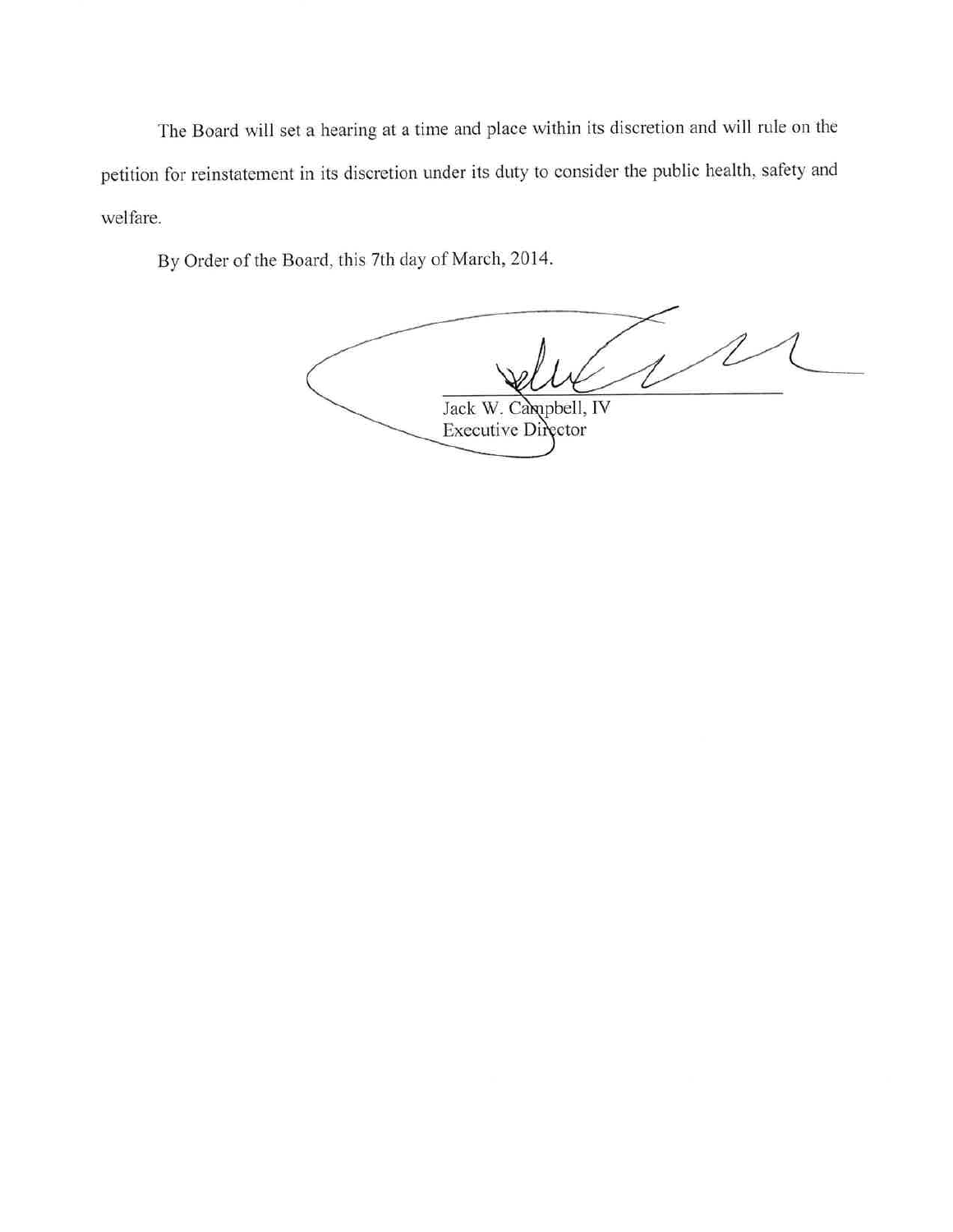The Board will set a hearing at a time and place within its discretion and will rule on the petition for reinstatement in its discretion under its duty to consider the public health, safety and welfare.

By Order of the Board, this 7th day of March, 2014.

Jack W. Campbell, IV
Executive Director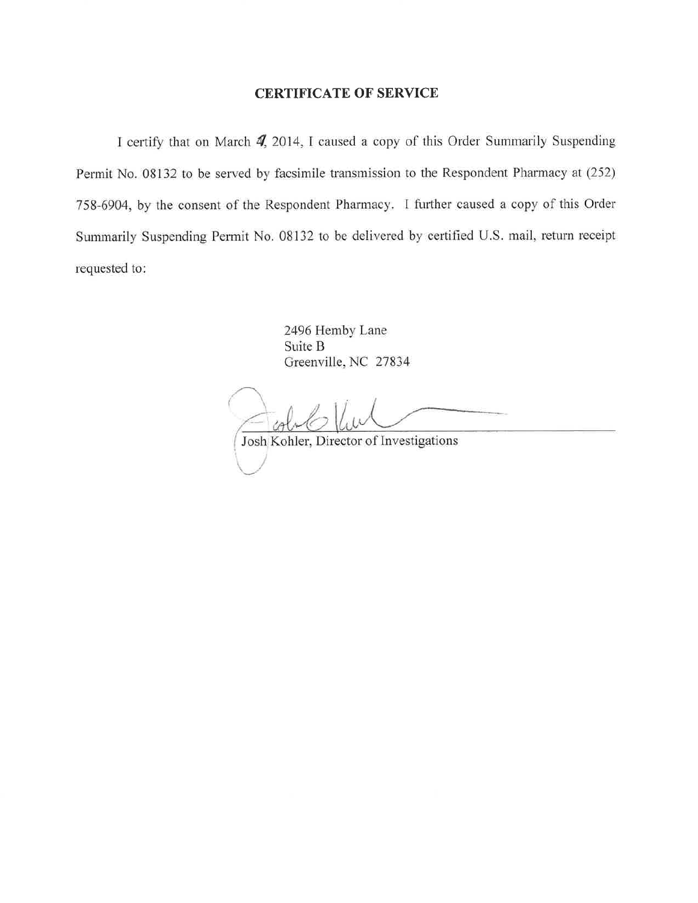## CERTIFICATE OF SERVICE

I certify that on March 4, 2014, I caused a copy of this Order Summarily Suspending Permit No. 08132 to be served by facsimile transmission to the Respondent Pharmacy at (252) 758-6904, by the consent of the Respondent Pharmacy. I further caused a copy of this Order Summarily Suspending Permit No. 08132 to be delivered by certified U.S. mail, return receipt requested to:

2496 Hemby Lane
Suite B
Greenville, NC 27834

Josh Kohler, Director of Investigations